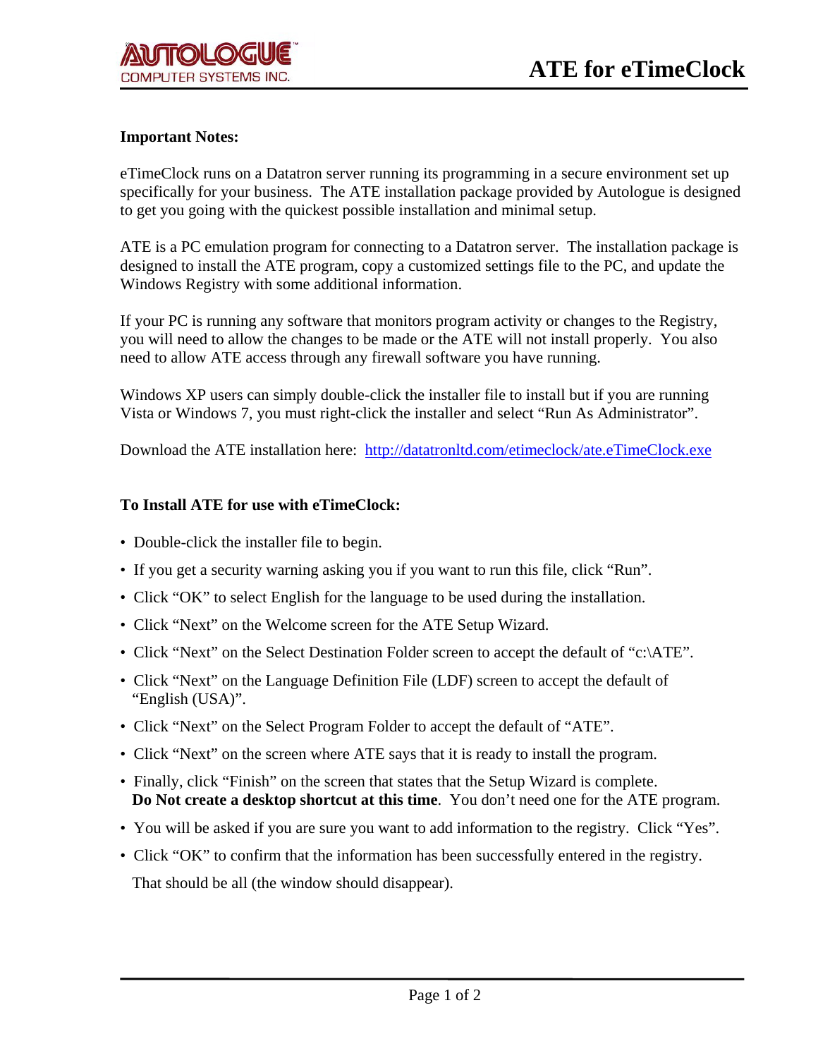AUTOLOGUE COMPUTER SYSTEMS INC.

# ATE for eTimeClock

**Important Notes:**

eTimeClock runs on a Datatron server running its programming in a secure environment set up specifically for your business. The ATE installation package provided by Autologue is designed to get you going with the quickest possible installation and minimal setup.

ATE is a PC emulation program for connecting to a Datatron server. The installation package is designed to install the ATE program, copy a customized settings file to the PC, and update the Windows Registry with some additional information.

If your PC is running any software that monitors program activity or changes to the Registry, you will need to allow the changes to be made or the ATE will not install properly. You also need to allow ATE access through any firewall software you have running.

Windows XP users can simply double-click the installer file to install but if you are running Vista or Windows 7, you must right-click the installer and select “Run As Administrator”.

Download the ATE installation here: [http://datatronltd.com/etimeclock/ate.eTimeClock.exe](http://datatronltd.com/etimeclock/ate.eTimeClock.exe)

**To Install ATE for use with eTimeClock:**

- Double-click the installer file to begin.
- If you get a security warning asking you if you want to run this file, click “Run”.
- Click “OK” to select English for the language to be used during the installation.
- Click “Next” on the Welcome screen for the ATE Setup Wizard.
- Click “Next” on the Select Destination Folder screen to accept the default of “c:\ATE”.
- Click “Next” on the Language Definition File (LDF) screen to accept the default of “English (USA)”.
- Click “Next” on the Select Program Folder to accept the default of “ATE”.
- Click “Next” on the screen where ATE says that it is ready to install the program.
- Finally, click “Finish” on the screen that states that the Setup Wizard is complete. **Do Not create a desktop shortcut at this time**. You don’t need one for the ATE program.
- You will be asked if you are sure you want to add information to the registry. Click “Yes”.
- Click “OK” to confirm that the information has been successfully entered in the registry.

  That should be all (the window should disappear).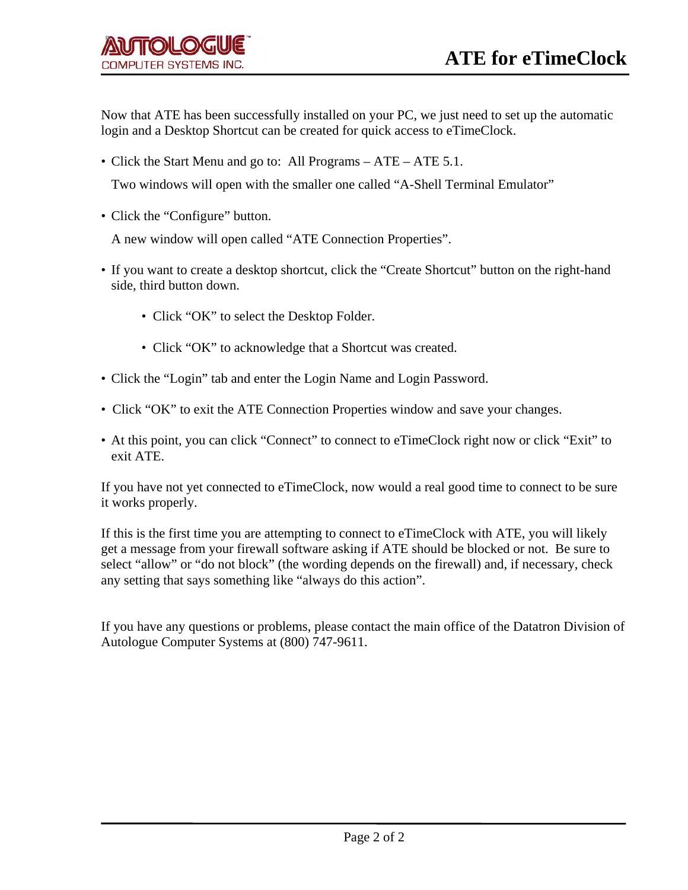Now that ATE has been successfully installed on your PC, we just need to set up the automatic login and a Desktop Shortcut can be created for quick access to eTimeClock.

- Click the Start Menu and go to: All Programs – ATE – ATE 5.1.

  Two windows will open with the smaller one called "A-Shell Terminal Emulator"

- Click the "Configure" button.

  A new window will open called "ATE Connection Properties".

- If you want to create a desktop shortcut, click the "Create Shortcut" button on the right-hand side, third button down.

  - Click "OK" to select the Desktop Folder.

  - Click "OK" to acknowledge that a Shortcut was created.

- Click the "Login" tab and enter the Login Name and Login Password.

- Click "OK" to exit the ATE Connection Properties window and save your changes.

- At this point, you can click "Connect" to connect to eTimeClock right now or click "Exit" to exit ATE.

If you have not yet connected to eTimeClock, now would a real good time to connect to be sure it works properly.

If this is the first time you are attempting to connect to eTimeClock with ATE, you will likely get a message from your firewall software asking if ATE should be blocked or not. Be sure to select "allow" or "do not block" (the wording depends on the firewall) and, if necessary, check any setting that says something like "always do this action".

If you have any questions or problems, please contact the main office of the Datatron Division of Autologue Computer Systems at (800) 747-9611.